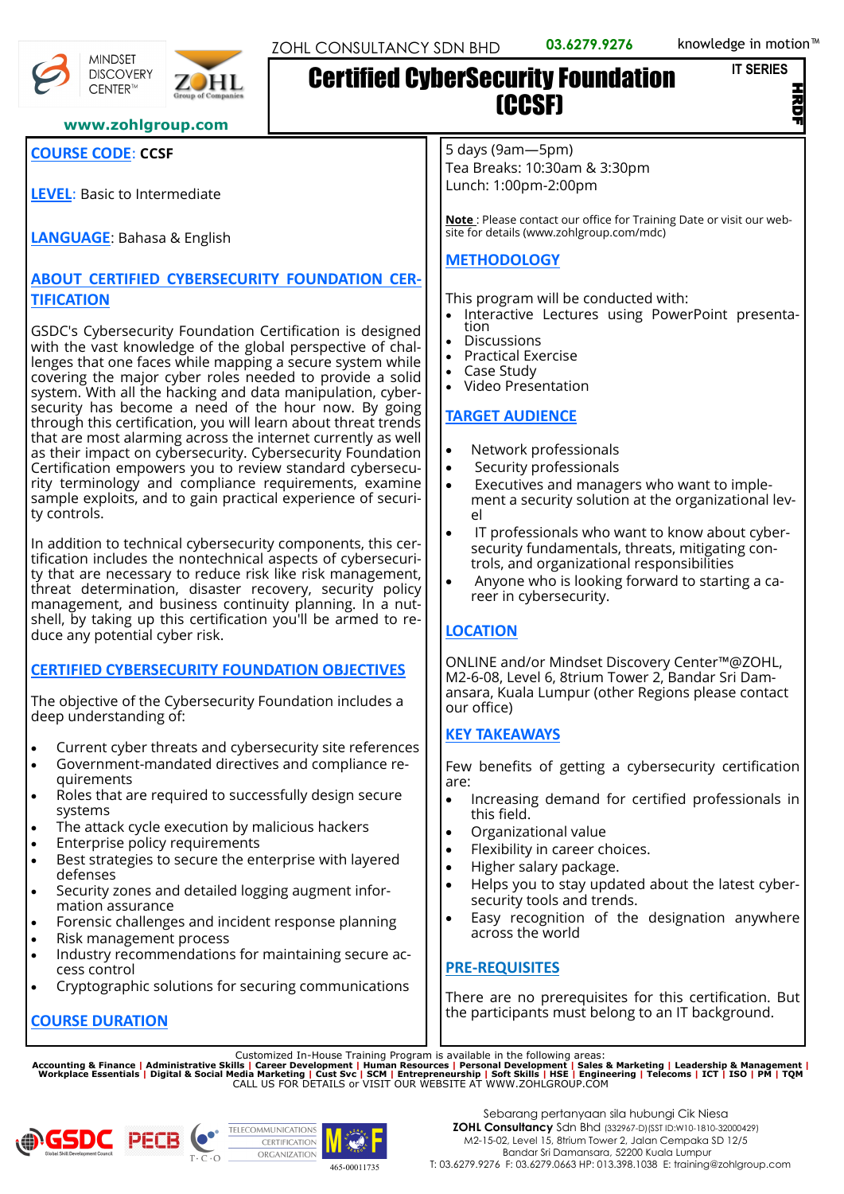MINDSET DISCOVERY CENTER™ ZOHL Group of Companies

www.zohlgroup.com

ZOHL CONSULTANCY SDN BHD 03.6279.9276 knowledge in motion™

# Certified CyberSecurity Foundation (CCSF)

IT SERIES

HRDF

**COURSE CODE**: **CCSF**

**LEVEL**: Basic to Intermediate

**LANGUAGE**: Bahasa & English

## ABOUT CERTIFIED CYBERSECURITY FOUNDATION CERTIFICATION

GSDC's Cybersecurity Foundation Certification is designed with the vast knowledge of the global perspective of challenges that one faces while mapping a secure system while covering the major cyber roles needed to provide a solid system. With all the hacking and data manipulation, cybersecurity has become a need of the hour now. By going through this certification, you will learn about threat trends that are most alarming across the internet currently as well as their impact on cybersecurity. Cybersecurity Foundation Certification empowers you to review standard cybersecurity terminology and compliance requirements, examine sample exploits, and to gain practical experience of security controls.

In addition to technical cybersecurity components, this certification includes the nontechnical aspects of cybersecurity that are necessary to reduce risk like risk management, threat determination, disaster recovery, security policy management, and business continuity planning. In a nutshell, by taking up this certification you'll be armed to reduce any potential cyber risk.

## CERTIFIED CYBERSECURITY FOUNDATION OBJECTIVES

The objective of the Cybersecurity Foundation includes a deep understanding of:

- Current cyber threats and cybersecurity site references
- Government-mandated directives and compliance requirements
- Roles that are required to successfully design secure systems
- The attack cycle execution by malicious hackers
- Enterprise policy requirements
- Best strategies to secure the enterprise with layered defenses
- Security zones and detailed logging augment information assurance
- Forensic challenges and incident response planning
- Risk management process
- Industry recommendations for maintaining secure access control
- Cryptographic solutions for securing communications

## COURSE DURATION

5 days (9am—5pm)
Tea Breaks: 10:30am & 3:30pm
Lunch: 1:00pm-2:00pm

**Note** : Please contact our office for Training Date or visit our website for details (www.zohlgroup.com/mdc)

## METHODOLOGY

This program will be conducted with:

- Interactive Lectures using PowerPoint presentation
- Discussions
- Practical Exercise
- Case Study
- Video Presentation

## TARGET AUDIENCE

- Network professionals
- Security professionals
- Executives and managers who want to implement a security solution at the organizational level
- IT professionals who want to know about cybersecurity fundamentals, threats, mitigating controls, and organizational responsibilities
- Anyone who is looking forward to starting a career in cybersecurity.

## LOCATION

ONLINE and/or Mindset Discovery Center™@ZOHL, M2-6-08, Level 6, 8trium Tower 2, Bandar Sri Damansara, Kuala Lumpur (other Regions please contact our office)

## KEY TAKEAWAYS

Few benefits of getting a cybersecurity certification are:

- Increasing demand for certified professionals in this field.
- Organizational value
- Flexibility in career choices.
- Higher salary package.
- Helps you to stay updated about the latest cybersecurity tools and trends.
- Easy recognition of the designation anywhere across the world

## PRE-REQUISITES

There are no prerequisites for this certification. But the participants must belong to an IT background.

Customized In-House Training Program is available in the following areas:
**Accounting & Finance | Administrative Skills | Career Development | Human Resources | Personal Development | Sales & Marketing | Leadership & Management | Workplace Essentials | Digital & Social Media Marketing | Cust Svc | SCM | Entrepreneurship | Soft Skills | HSE | Engineering | Telecoms | ICT | ISO | PM | TQM**
CALL US FOR DETAILS or VISIT OUR WEBSITE AT WWW.ZOHLGROUP.COM

GSDC Global Skill Development Council | PECB | T·C·O TELECOMMUNICATIONS CERTIFICATION ORGANIZATION | MOF 465-00011735

Sebarang pertanyaan sila hubungi Cik Niesa
**ZOHL Consultancy** Sdn Bhd (332967-D)(SST ID:W10-1810-32000429)
M2-15-02, Level 15, 8trium Tower 2, Jalan Cempaka SD 12/5
Bandar Sri Damansara, 52200 Kuala Lumpur
T: 03.6279.9276 F: 03.6279.0663 HP: 013.398.1038 E: training@zohlgroup.com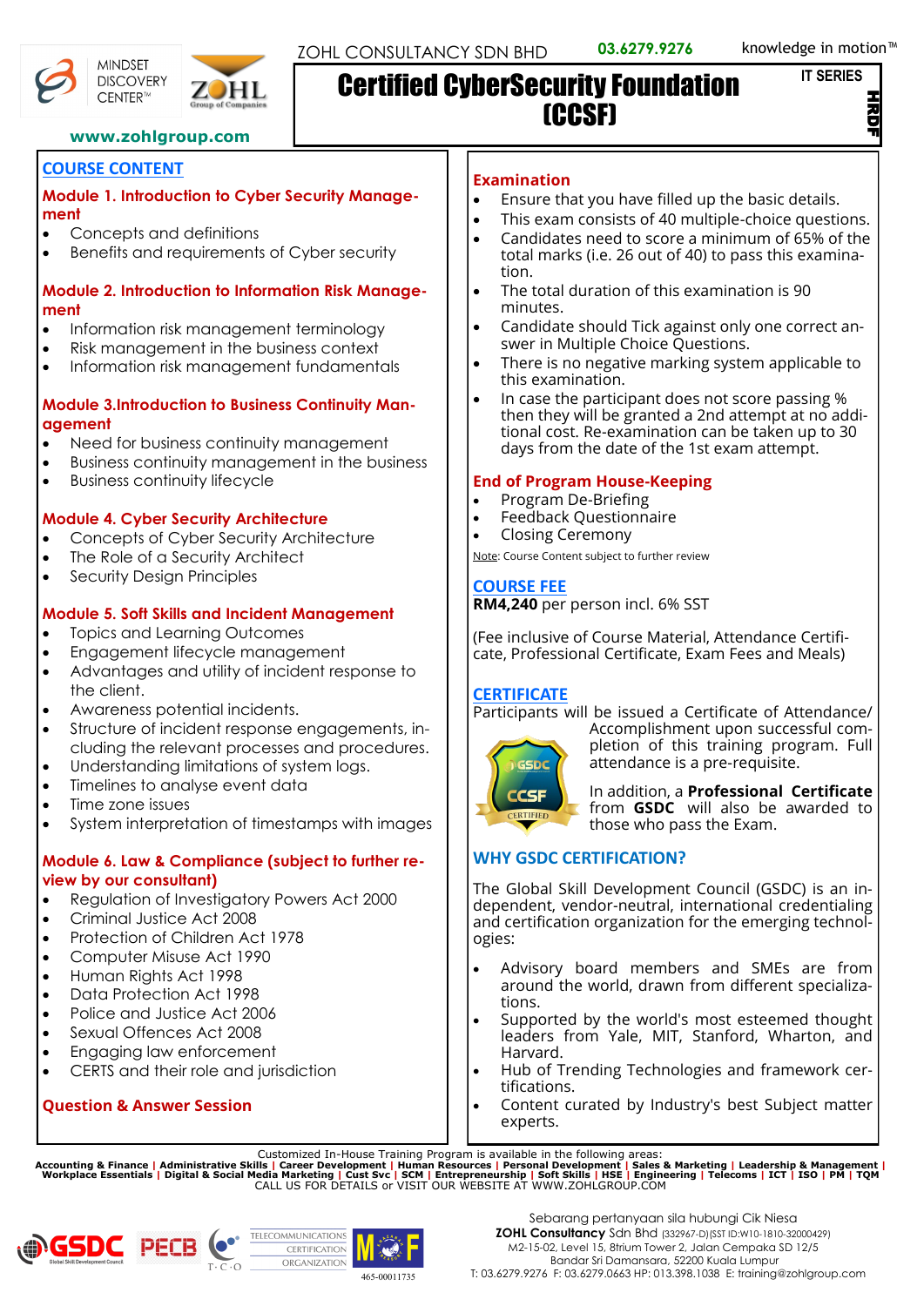ZOHL CONSULTANCY SDN BHD 03.6279.9276 knowledge in motion™

www.zohlgroup.com

# Certified CyberSecurity Foundation (CCSF)

IT SERIES

HRDF

## COURSE CONTENT

### Module 1. Introduction to Cyber Security Management

- Concepts and definitions
- Benefits and requirements of Cyber security

### Module 2. Introduction to Information Risk Management

- Information risk management terminology
- Risk management in the business context
- Information risk management fundamentals

### Module 3.Introduction to Business Continuity Management

- Need for business continuity management
- Business continuity management in the business
- Business continuity lifecycle

### Module 4. Cyber Security Architecture

- Concepts of Cyber Security Architecture
- The Role of a Security Architect
- Security Design Principles

### Module 5. Soft Skills and Incident Management

- Topics and Learning Outcomes
- Engagement lifecycle management
- Advantages and utility of incident response to the client.
- Awareness potential incidents.
- Structure of incident response engagements, including the relevant processes and procedures.
- Understanding limitations of system logs.
- Timelines to analyse event data
- Time zone issues
- System interpretation of timestamps with images

### Module 6. Law & Compliance (subject to further review by our consultant)

- Regulation of Investigatory Powers Act 2000
- Criminal Justice Act 2008
- Protection of Children Act 1978
- Computer Misuse Act 1990
- Human Rights Act 1998
- Data Protection Act 1998
- Police and Justice Act 2006
- Sexual Offences Act 2008
- Engaging law enforcement
- CERTS and their role and jurisdiction

### Question & Answer Session

### Examination

- Ensure that you have filled up the basic details.
- This exam consists of 40 multiple-choice questions.
- Candidates need to score a minimum of 65% of the total marks (i.e. 26 out of 40) to pass this examination.
- The total duration of this examination is 90 minutes.
- Candidate should Tick against only one correct answer in Multiple Choice Questions.
- There is no negative marking system applicable to this examination.
- In case the participant does not score passing % then they will be granted a 2nd attempt at no additional cost. Re-examination can be taken up to 30 days from the date of the 1st exam attempt.

### End of Program House-Keeping

- Program De-Briefing
- Feedback Questionnaire
- Closing Ceremony

Note: Course Content subject to further review

## COURSE FEE

**RM4,240** per person incl. 6% SST

(Fee inclusive of Course Material, Attendance Certificate, Professional Certificate, Exam Fees and Meals)

## CERTIFICATE

Participants will be issued a Certificate of Attendance/ Accomplishment upon successful completion of this training program. Full attendance is a pre-requisite.

In addition, a **Professional Certificate** from **GSDC** will also be awarded to those who pass the Exam.

## WHY GSDC CERTIFICATION?

The Global Skill Development Council (GSDC) is an independent, vendor-neutral, international credentialing and certification organization for the emerging technologies:

- Advisory board members and SMEs are from around the world, drawn from different specializations.
- Supported by the world's most esteemed thought leaders from Yale, MIT, Stanford, Wharton, and Harvard.
- Hub of Trending Technologies and framework certifications.
- Content curated by Industry's best Subject matter experts.

Customized In-House Training Program is available in the following areas:
**Accounting & Finance | Administrative Skills | Career Development | Human Resources | Personal Development | Sales & Marketing | Leadership & Management | Workplace Essentials | Digital & Social Media Marketing | Cust Svc | SCM | Entrepreneurship | Soft Skills | HSE | Engineering | Telecoms | ICT | ISO | PM | TQM**
CALL US FOR DETAILS or VISIT OUR WEBSITE AT WWW.ZOHLGROUP.COM

465-00011735

Sebarang pertanyaan sila hubungi Cik Niesa
**ZOHL Consultancy** Sdn Bhd (332967-D)(SST ID:W10-1810-32000429)
M2-15-02, Level 15, 8trium Tower 2, Jalan Cempaka SD 12/5
Bandar Sri Damansara, 52200 Kuala Lumpur
T: 03.6279.9276 F: 03.6279.0663 HP: 013.398.1038 E: training@zohlgroup.com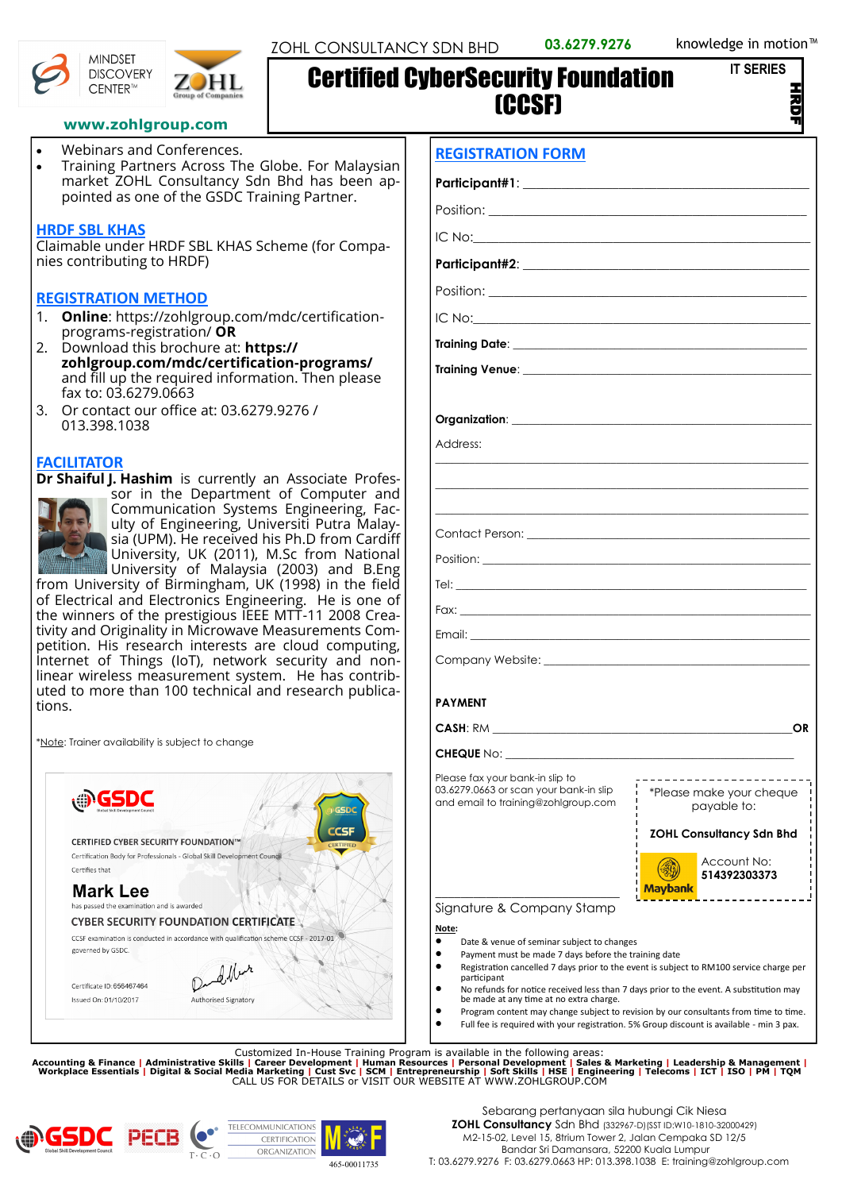ZOHL CONSULTANCY SDN BHD 03.6279.9276 knowledge in motion™

MINDSET DISCOVERY CENTER™

www.zohlgroup.com

# Certified CyberSecurity Foundation (CCSF)

IT SERIES

HRDF

- Webinars and Conferences.
- Training Partners Across The Globe. For Malaysian market ZOHL Consultancy Sdn Bhd has been appointed as one of the GSDC Training Partner.

## HRDF SBL KHAS

Claimable under HRDF SBL KHAS Scheme (for Companies contributing to HRDF)

## REGISTRATION METHOD

1. **Online**: https://zohlgroup.com/mdc/certification-programs-registration/ **OR**
2. Download this brochure at: **https://zohlgroup.com/mdc/certification-programs/** and fill up the required information. Then please fax to: 03.6279.0663
3. Or contact our office at: 03.6279.9276 / 013.398.1038

## FACILITATOR

**Dr Shaiful J. Hashim** is currently an Associate Professor in the Department of Computer and Communication Systems Engineering, Faculty of Engineering, Universiti Putra Malaysia (UPM). He received his Ph.D from Cardiff University, UK (2011), M.Sc from National University of Malaysia (2003) and B.Eng from University of Birmingham, UK (1998) in the field of Electrical and Electronics Engineering. He is one of the winners of the prestigious IEEE MTT-11 2008 Creativity and Originality in Microwave Measurements Competition. His research interests are cloud computing, Internet of Things (IoT), network security and nonlinear wireless measurement system. He has contributed to more than 100 technical and research publications.

*Note: Trainer availability is subject to change

GSDC

CERTIFIED CYBER SECURITY FOUNDATION™

Certification Body for Professionals - Global Skill Development Council

Certifies that

Mark Lee

has passed the examination and is awarded

CYBER SECURITY FOUNDATION CERTIFICATE

CCSF examination is conducted in accordance with qualification scheme CCSF - 2017-01 governed by GSDC.

Certificate ID: 656467464

Issued On: 01/10/2017

Authorised Signatory

## REGISTRATION FORM

**Participant#1**: ______________________

Position: ______________________

IC No: ______________________

**Participant#2**: ______________________

Position: ______________________

IC No: ______________________

**Training Date**: ______________________

**Training Venue**: ______________________

**Organization**: ______________________

Address: ______________________

Contact Person: ______________________

Position: ______________________

Tel: ______________________

Fax: ______________________

Email: ______________________

Company Website: ______________________

**PAYMENT**

**CASH**: RM ______________________ **OR**

**CHEQUE** No: ______________________

Please fax your bank-in slip to 03.6279.0663 or scan your bank-in slip and email to training@zohlgroup.com

*Please make your cheque payable to:

**ZOHL Consultancy Sdn Bhd**

Maybank Account No: **514392303373**

Signature & Company Stamp

**Note**:

- Date & venue of seminar subject to changes
- Payment must be made 7 days before the training date
- Registration cancelled 7 days prior to the event is subject to RM100 service charge per participant
- No refunds for notice received less than 7 days prior to the event. A substitution may be made at any time at no extra charge.
- Program content may change subject to revision by our consultants from time to time.
- Full fee is required with your registration. 5% Group discount is available - min 3 pax.

Customized In-House Training Program is available in the following areas:

**Accounting & Finance** | **Administrative Skills** | **Career Development** | **Human Resources** | **Personal Development** | **Sales & Marketing** | **Leadership & Management** | **Workplace Essentials** | **Digital & Social Media Marketing** | **Cust Svc** | **SCM** | **Entrepreneurship** | **Soft Skills** | **HSE** | **Engineering** | **Telecoms** | **ICT** | **ISO** | **PM** | **TQM**

CALL US FOR DETAILS or VISIT OUR WEBSITE AT WWW.ZOHLGROUP.COM

GSDC PECB T·C·O TELECOMMUNICATIONS CERTIFICATION ORGANIZATION MOF 465-00011735

Sebarang pertanyaan sila hubungi Cik Niesa

**ZOHL Consultancy** Sdn Bhd (332967-D)(SST ID:W10-1810-32000429)

M2-15-02, Level 15, 8trium Tower 2, Jalan Cempaka SD 12/5

Bandar Sri Damansara, 52200 Kuala Lumpur

T: 03.6279.9276 F: 03.6279.0663 HP: 013.398.1038 E: training@zohlgroup.com